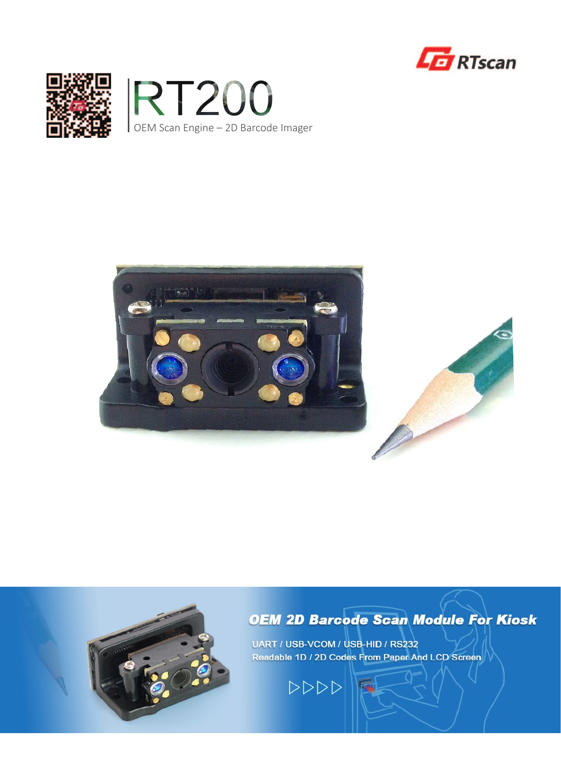RTscan

# RT200

OEM Scan Engine – 2D Barcode Imager

## OEM 2D Barcode Scan Module For Kiosk

UART / USB-VCOM / USB-HID / RS232

Readable 1D / 2D Codes From Paper And LCD Screen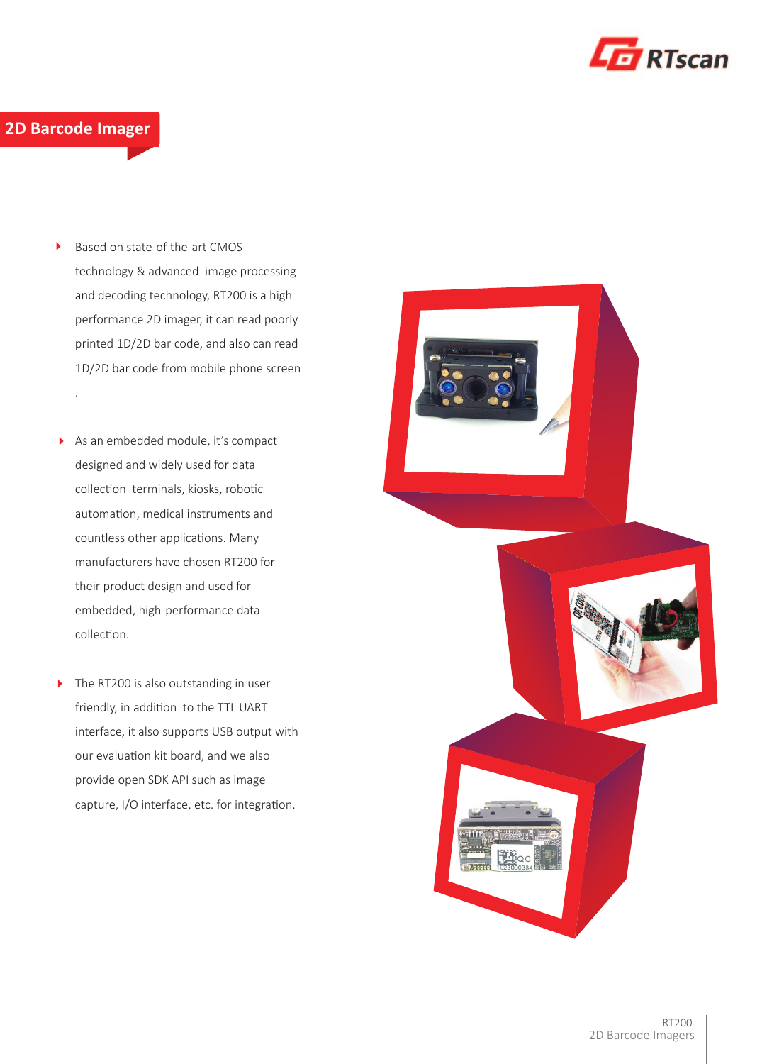## 2D Barcode Imager

- Based on state-of the-art CMOS technology & advanced image processing and decoding technology, RT200 is a high performance 2D imager, it can read poorly printed 1D/2D bar code, and also can read 1D/2D bar code from mobile phone screen .

- As an embedded module, it's compact designed and widely used for data collection terminals, kiosks, robotic automation, medical instruments and countless other applications. Many manufacturers have chosen RT200 for their product design and used for embedded, high-performance data collection.

- The RT200 is also outstanding in user friendly, in addition to the TTL UART interface, it also supports USB output with our evaluation kit board, and we also provide open SDK API such as image capture, I/O interface, etc. for integration.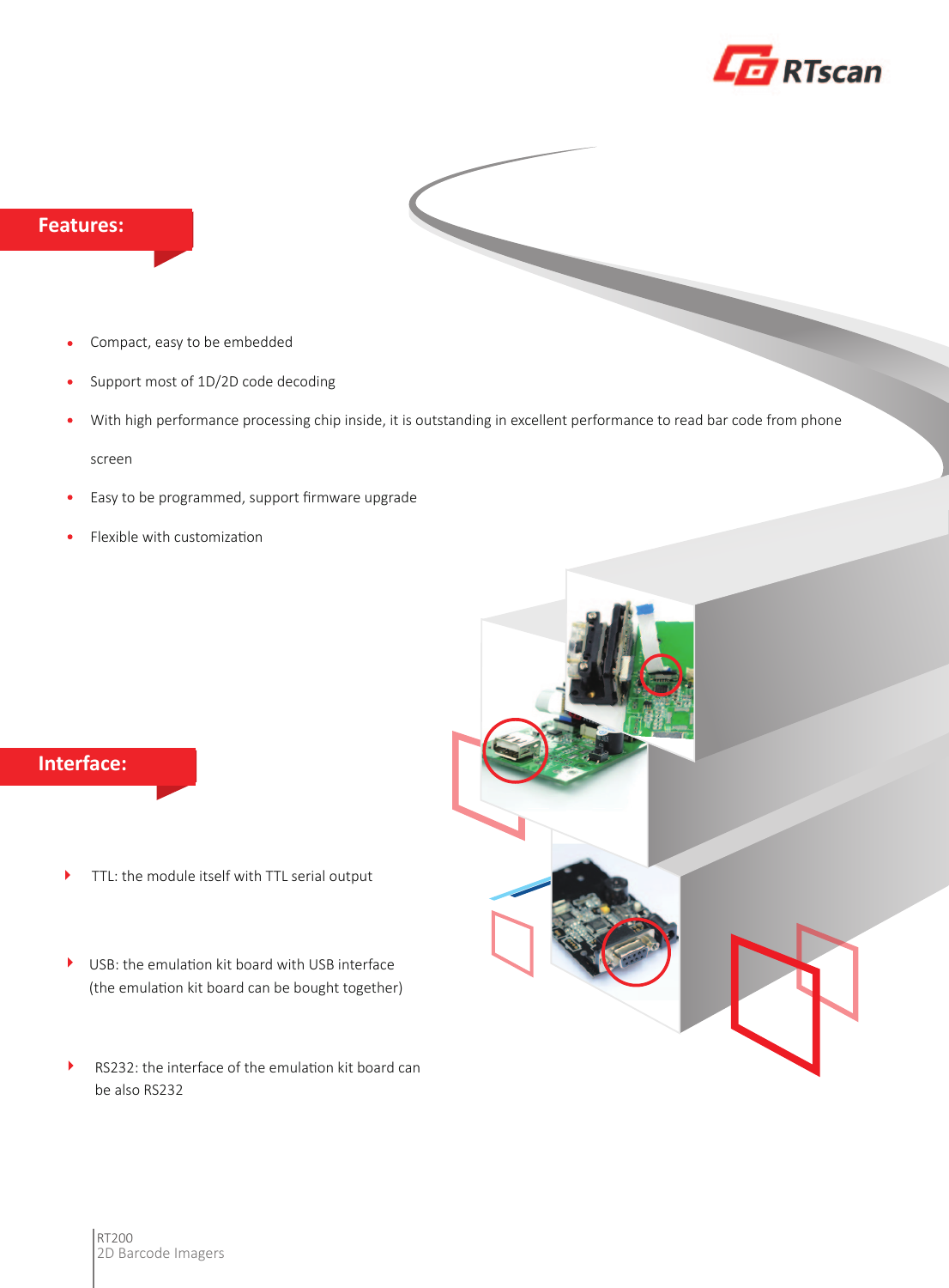## Features:

- Compact, easy to be embedded
- Support most of 1D/2D code decoding
- With high performance processing chip inside, it is outstanding in excellent performance to read bar code from phone screen
- Easy to be programmed, support firmware upgrade
- Flexible with customization

## Interface:

- TTL: the module itself with TTL serial output
- USB: the emulation kit board with USB interface (the emulation kit board can be bought together)
- RS232: the interface of the emulation kit board can be also RS232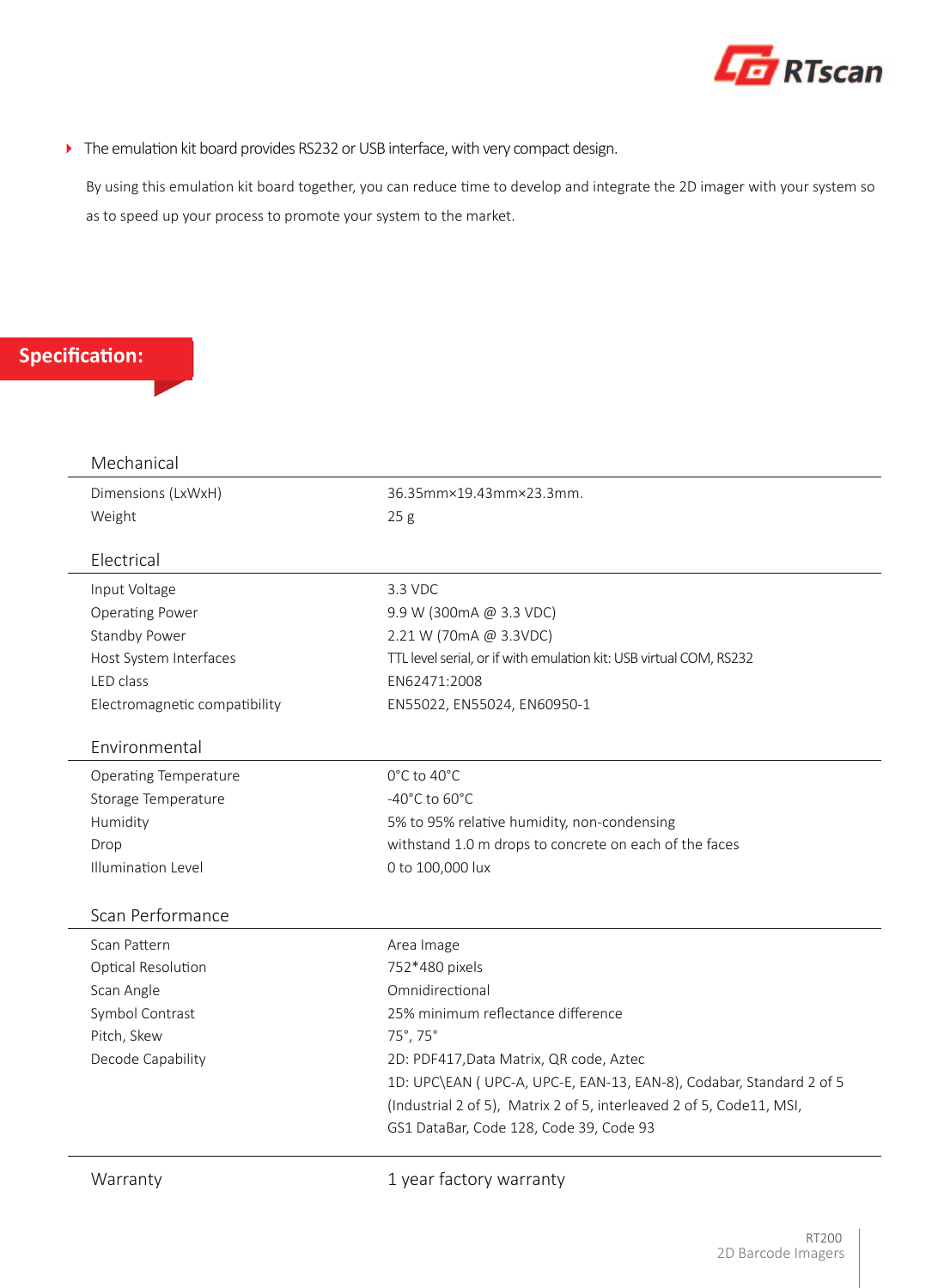- The emulation kit board provides RS232 or USB interface, with very compact design.

  By using this emulation kit board together, you can reduce time to develop and integrate the 2D imager with your system so as to speed up your process to promote your system to the market.

## Specification:

### Mechanical

| | |
|---|---|
| Dimensions (LxWxH) | 36.35mm×19.43mm×23.3mm. |
| Weight | 25 g |

### Electrical

| | |
|---|---|
| Input Voltage | 3.3 VDC |
| Operating Power | 9.9 W (300mA @ 3.3 VDC) |
| Standby Power | 2.21 W (70mA @ 3.3VDC) |
| Host System Interfaces | TTL level serial, or if with emulation kit: USB virtual COM, RS232 |
| LED class | EN62471:2008 |
| Electromagnetic compatibility | EN55022, EN55024, EN60950-1 |

### Environmental

| | |
|---|---|
| Operating Temperature | 0°C to 40°C |
| Storage Temperature | -40°C to 60°C |
| Humidity | 5% to 95% relative humidity, non-condensing |
| Drop | withstand 1.0 m drops to concrete on each of the faces |
| Illumination Level | 0 to 100,000 lux |

### Scan Performance

| | |
|---|---|
| Scan Pattern | Area Image |
| Optical Resolution | 752*480 pixels |
| Scan Angle | Omnidirectional |
| Symbol Contrast | 25% minimum reflectance difference |
| Pitch, Skew | 75°, 75° |
| Decode Capability | 2D: PDF417,Data Matrix, QR code, Aztec<br>1D: UPC\EAN ( UPC-A, UPC-E, EAN-13, EAN-8), Codabar, Standard 2 of 5 (Industrial 2 of 5), Matrix 2 of 5, interleaved 2 of 5, Code11, MSI, GS1 DataBar, Code 128, Code 39, Code 93 |

| | |
|---|---|
| Warranty | 1 year factory warranty |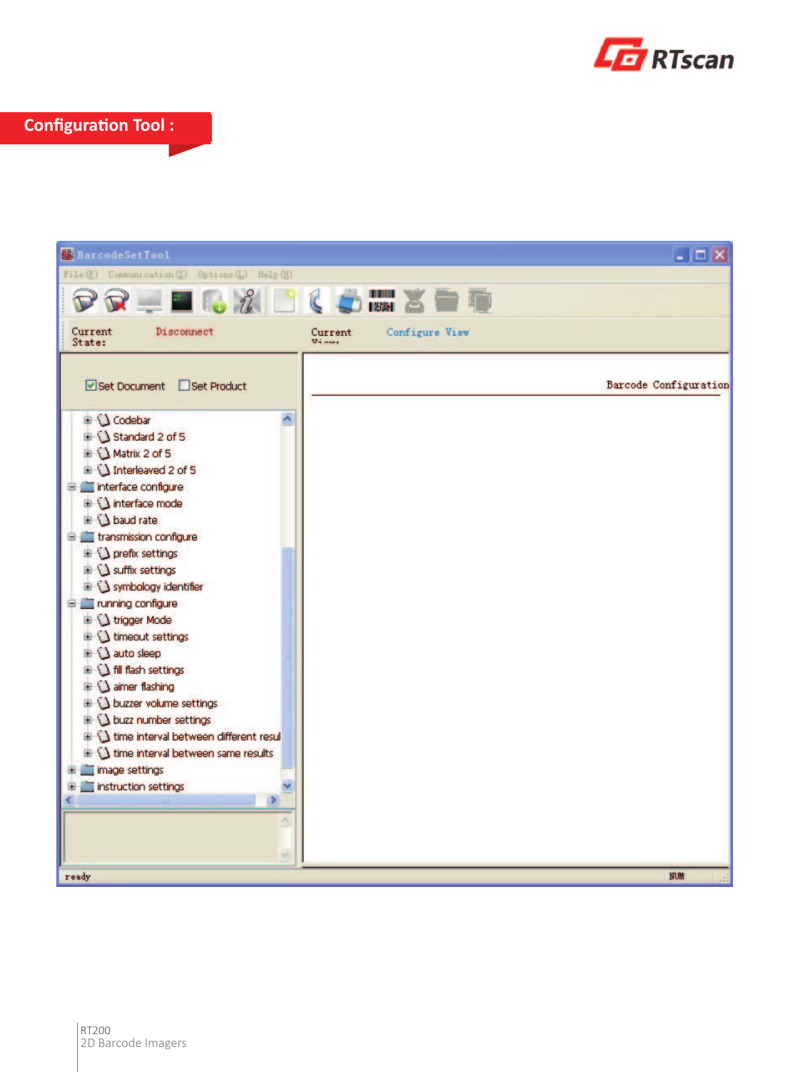## Configuration Tool :

BarcodeSetTool

File(F) Communication(S) Options(L) Help(H)

Current State: Disconnect

Current View: Configure View

Set Document Set Product

Barcode Configuration

- Codebar
- Standard 2 of 5
- Matrix 2 of 5
- Interleaved 2 of 5
- interface configure
  - interface mode
  - baud rate
- transmission configure
  - prefix settings
  - suffix settings
  - symbology identifier
- running configure
  - trigger Mode
  - timeout settings
  - auto sleep
  - fill flash settings
  - aimer flashing
  - buzzer volume settings
  - buzz number settings
  - time interval between different resul
  - time interval between same results
- image settings
- instruction settings

ready NUM